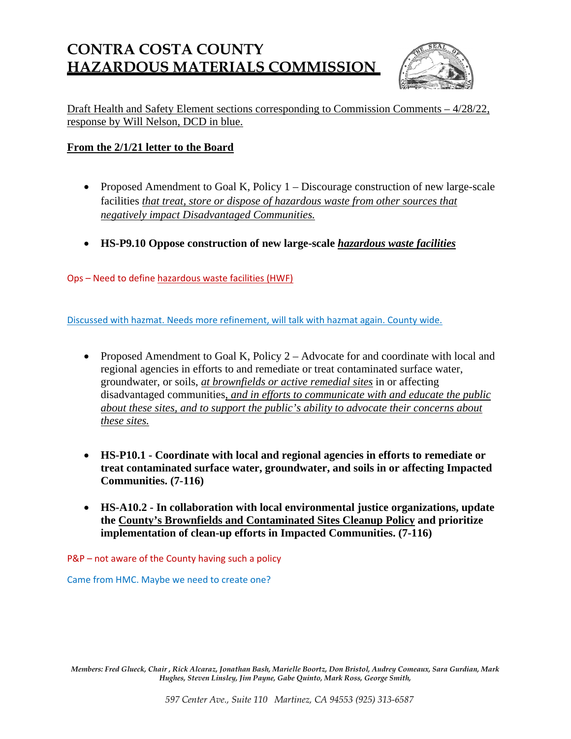# CONTRA COSTA COUNTY
# HAZARDOUS MATERIALS COMMISSION

Draft Health and Safety Element sections corresponding to Commission Comments – 4/28/22, response by Will Nelson, DCD in blue.

**From the 2/1/21 letter to the Board**

- Proposed Amendment to Goal K, Policy 1 – Discourage construction of new large-scale facilities *that treat, store or dispose of hazardous waste from other sources that negatively impact Disadvantaged Communities.*

- **HS-P9.10 Oppose construction of new large-scale *hazardous waste facilities***

Ops – Need to define hazardous waste facilities (HWF)

Discussed with hazmat. Needs more refinement, will talk with hazmat again. County wide.

- Proposed Amendment to Goal K, Policy 2 – Advocate for and coordinate with local and regional agencies in efforts to and remediate or treat contaminated surface water, groundwater, or soils, *at brownfields or active remedial sites* in or affecting disadvantaged communities*, and in efforts to communicate with and educate the public about these sites, and to support the public's ability to advocate their concerns about these sites.*

- **HS-P10.1 - Coordinate with local and regional agencies in efforts to remediate or treat contaminated surface water, groundwater, and soils in or affecting Impacted Communities. (7-116)**

- **HS-A10.2 - In collaboration with local environmental justice organizations, update the County's Brownfields and Contaminated Sites Cleanup Policy and prioritize implementation of clean-up efforts in Impacted Communities. (7-116)**

P&P – not aware of the County having such a policy

Came from HMC. Maybe we need to create one?

*Members: Fred Glueck, Chair , Rick Alcaraz, Jonathan Bash, Marielle Boortz, Don Bristol, Audrey Comeaux, Sara Gurdian, Mark Hughes, Steven Linsley, Jim Payne, Gabe Quinto, Mark Ross, George Smith,*

*597 Center Ave., Suite 110 Martinez, CA 94553 (925) 313-6587*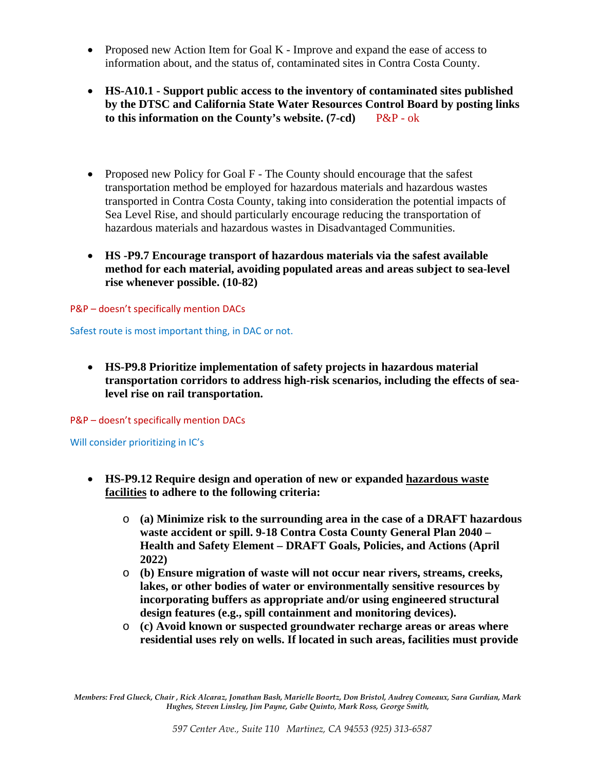- Proposed new Action Item for Goal K - Improve and expand the ease of access to information about, and the status of, contaminated sites in Contra Costa County.

- **HS-A10.1 - Support public access to the inventory of contaminated sites published by the DTSC and California State Water Resources Control Board by posting links to this information on the County's website. (7-cd)** P&P - ok

- Proposed new Policy for Goal F - The County should encourage that the safest transportation method be employed for hazardous materials and hazardous wastes transported in Contra Costa County, taking into consideration the potential impacts of Sea Level Rise, and should particularly encourage reducing the transportation of hazardous materials and hazardous wastes in Disadvantaged Communities.

- **HS -P9.7 Encourage transport of hazardous materials via the safest available method for each material, avoiding populated areas and areas subject to sea-level rise whenever possible. (10-82)**

P&P – doesn't specifically mention DACs

Safest route is most important thing, in DAC or not.

- **HS-P9.8 Prioritize implementation of safety projects in hazardous material transportation corridors to address high-risk scenarios, including the effects of sea-level rise on rail transportation.**

P&P – doesn't specifically mention DACs

Will consider prioritizing in IC's

- **HS-P9.12 Require design and operation of new or expanded <u>hazardous waste facilities</u> to adhere to the following criteria:**
  - **(a) Minimize risk to the surrounding area in the case of a DRAFT hazardous waste accident or spill. 9-18 Contra Costa County General Plan 2040 – Health and Safety Element – DRAFT Goals, Policies, and Actions (April 2022)**
  - **(b) Ensure migration of waste will not occur near rivers, streams, creeks, lakes, or other bodies of water or environmentally sensitive resources by incorporating buffers as appropriate and/or using engineered structural design features (e.g., spill containment and monitoring devices).**
  - **(c) Avoid known or suspected groundwater recharge areas or areas where residential uses rely on wells. If located in such areas, facilities must provide**

*Members: Fred Glueck, Chair , Rick Alcaraz, Jonathan Bash, Marielle Boortz, Don Bristol, Audrey Comeaux, Sara Gurdian, Mark Hughes, Steven Linsley, Jim Payne, Gabe Quinto, Mark Ross, George Smith,*

*597 Center Ave., Suite 110 Martinez, CA 94553 (925) 313-6587*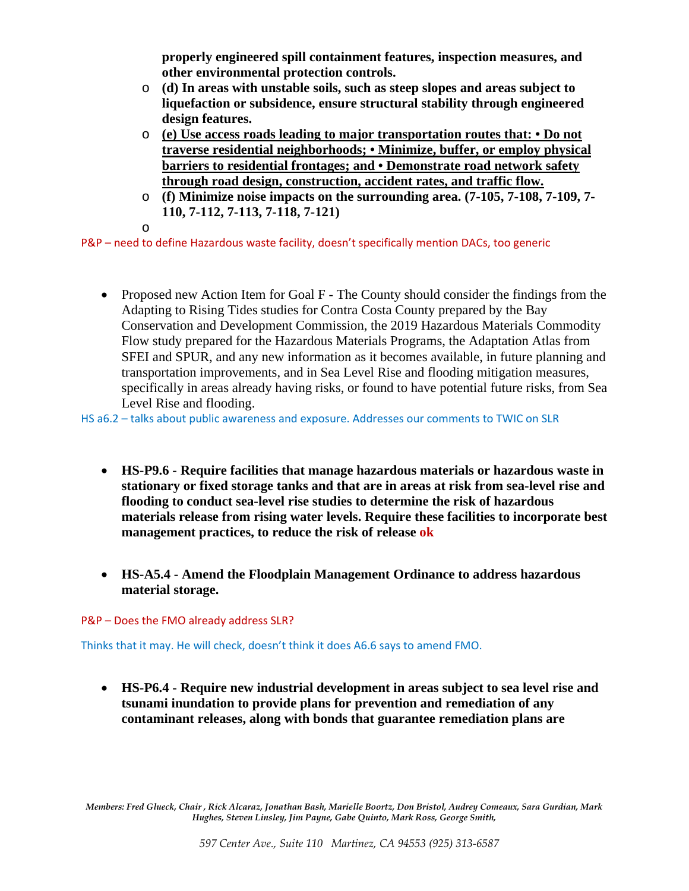- **properly engineered spill containment features, inspection measures, and other environmental protection controls.**
  - **(d) In areas with unstable soils, such as steep slopes and areas subject to liquefaction or subsidence, ensure structural stability through engineered design features.**
  - **<u>(e) Use access roads leading to major transportation routes that: • Do not traverse residential neighborhoods; • Minimize, buffer, or employ physical barriers to residential frontages; and • Demonstrate road network safety through road design, construction, accident rates, and traffic flow.</u>**
  - **(f) Minimize noise impacts on the surrounding area. (7-105, 7-108, 7-109, 7-110, 7-112, 7-113, 7-118, 7-121)**

P&P – need to define Hazardous waste facility, doesn't specifically mention DACs, too generic

- Proposed new Action Item for Goal F - The County should consider the findings from the Adapting to Rising Tides studies for Contra Costa County prepared by the Bay Conservation and Development Commission, the 2019 Hazardous Materials Commodity Flow study prepared for the Hazardous Materials Programs, the Adaptation Atlas from SFEI and SPUR, and any new information as it becomes available, in future planning and transportation improvements, and in Sea Level Rise and flooding mitigation measures, specifically in areas already having risks, or found to have potential future risks, from Sea Level Rise and flooding.

HS a6.2 – talks about public awareness and exposure. Addresses our comments to TWIC on SLR

- **HS-P9.6 - Require facilities that manage hazardous materials or hazardous waste in stationary or fixed storage tanks and that are in areas at risk from sea-level rise and flooding to conduct sea-level rise studies to determine the risk of hazardous materials release from rising water levels. Require these facilities to incorporate best management practices, to reduce the risk of release ok**

- **HS-A5.4 - Amend the Floodplain Management Ordinance to address hazardous material storage.**

P&P – Does the FMO already address SLR?

Thinks that it may. He will check, doesn't think it does A6.6 says to amend FMO.

- **HS-P6.4 - Require new industrial development in areas subject to sea level rise and tsunami inundation to provide plans for prevention and remediation of any contaminant releases, along with bonds that guarantee remediation plans are**

*Members: Fred Glueck, Chair , Rick Alcaraz, Jonathan Bash, Marielle Boortz, Don Bristol, Audrey Comeaux, Sara Gurdian, Mark Hughes, Steven Linsley, Jim Payne, Gabe Quinto, Mark Ross, George Smith,*

*597 Center Ave., Suite 110 Martinez, CA 94553 (925) 313-6587*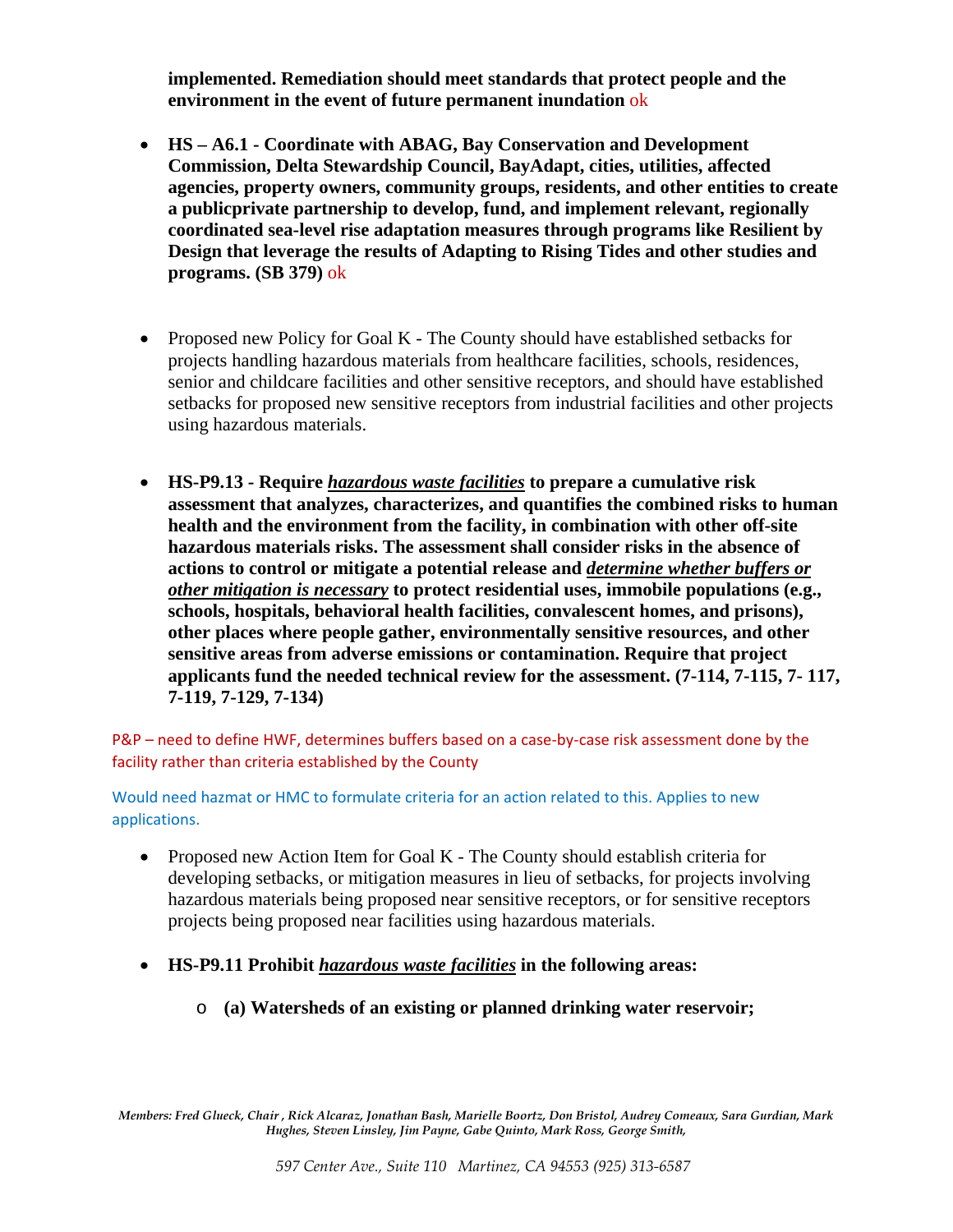**implemented. Remediation should meet standards that protect people and the environment in the event of future permanent inundation** ok

- **HS – A6.1 - Coordinate with ABAG, Bay Conservation and Development Commission, Delta Stewardship Council, BayAdapt, cities, utilities, affected agencies, property owners, community groups, residents, and other entities to create a publicprivate partnership to develop, fund, and implement relevant, regionally coordinated sea-level rise adaptation measures through programs like Resilient by Design that leverage the results of Adapting to Rising Tides and other studies and programs. (SB 379)** ok

- Proposed new Policy for Goal K - The County should have established setbacks for projects handling hazardous materials from healthcare facilities, schools, residences, senior and childcare facilities and other sensitive receptors, and should have established setbacks for proposed new sensitive receptors from industrial facilities and other projects using hazardous materials.

- **HS-P9.13 - Require _**hazardous waste facilities**_ to prepare a cumulative risk assessment that analyzes, characterizes, and quantifies the combined risks to human health and the environment from the facility, in combination with other off-site hazardous materials risks. The assessment shall consider risks in the absence of actions to control or mitigate a potential release and _**determine whether buffers or other mitigation is necessary**_ to protect residential uses, immobile populations (e.g., schools, hospitals, behavioral health facilities, convalescent homes, and prisons), other places where people gather, environmentally sensitive resources, and other sensitive areas from adverse emissions or contamination. Require that project applicants fund the needed technical review for the assessment. (7-114, 7-115, 7- 117, 7-119, 7-129, 7-134)**

P&P – need to define HWF, determines buffers based on a case-by-case risk assessment done by the facility rather than criteria established by the County

Would need hazmat or HMC to formulate criteria for an action related to this. Applies to new applications.

- Proposed new Action Item for Goal K - The County should establish criteria for developing setbacks, or mitigation measures in lieu of setbacks, for projects involving hazardous materials being proposed near sensitive receptors, or for sensitive receptors projects being proposed near facilities using hazardous materials.

- **HS-P9.11 Prohibit _**hazardous waste facilities**_ in the following areas:**
  - **(a) Watersheds of an existing or planned drinking water reservoir;**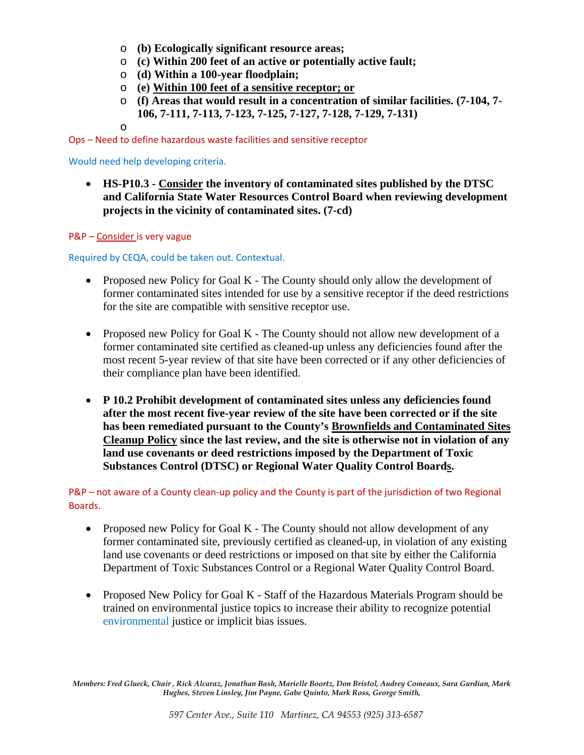- **(b) Ecologically significant resource areas;**
- **(c) Within 200 feet of an active or potentially active fault;**
- **(d) Within a 100-year floodplain;**
- **(e) <u>Within 100 feet of a sensitive receptor; or</u>**
- **(f) Areas that would result in a concentration of similar facilities. (7-104, 7-106, 7-111, 7-113, 7-123, 7-125, 7-127, 7-128, 7-129, 7-131)**

Ops – Need to define hazardous waste facilities and sensitive receptor

Would need help developing criteria.

- **HS-P10.3 - <u>Consider</u> the inventory of contaminated sites published by the DTSC and California State Water Resources Control Board when reviewing development projects in the vicinity of contaminated sites. (7-cd)**

P&P – <u>Consider</u> is very vague

Required by CEQA, could be taken out. Contextual.

- Proposed new Policy for Goal K - The County should only allow the development of former contaminated sites intended for use by a sensitive receptor if the deed restrictions for the site are compatible with sensitive receptor use.

- Proposed new Policy for Goal K - The County should not allow new development of a former contaminated site certified as cleaned-up unless any deficiencies found after the most recent 5-year review of that site have been corrected or if any other deficiencies of their compliance plan have been identified.

- **P 10.2 Prohibit development of contaminated sites unless any deficiencies found after the most recent five-year review of the site have been corrected or if the site has been remediated pursuant to the County's <u>Brownfields and Contaminated Sites Cleanup Policy</u> since the last review, and the site is otherwise not in violation of any land use covenants or deed restrictions imposed by the Department of Toxic Substances Control (DTSC) or Regional Water Quality Control Boards.**

P&P – not aware of a County clean-up policy and the County is part of the jurisdiction of two Regional Boards.

- Proposed new Policy for Goal K - The County should not allow development of any former contaminated site, previously certified as cleaned-up, in violation of any existing land use covenants or deed restrictions or imposed on that site by either the California Department of Toxic Substances Control or a Regional Water Quality Control Board.

- Proposed New Policy for Goal K - Staff of the Hazardous Materials Program should be trained on environmental justice topics to increase their ability to recognize potential environmental justice or implicit bias issues.

*Members: Fred Glueck, Chair , Rick Alcaraz, Jonathan Bash, Marielle Boortz, Don Bristol, Audrey Comeaux, Sara Gurdian, Mark Hughes, Steven Linsley, Jim Payne, Gabe Quinto, Mark Ross, George Smith,*

*597 Center Ave., Suite 110 Martinez, CA 94553 (925) 313-6587*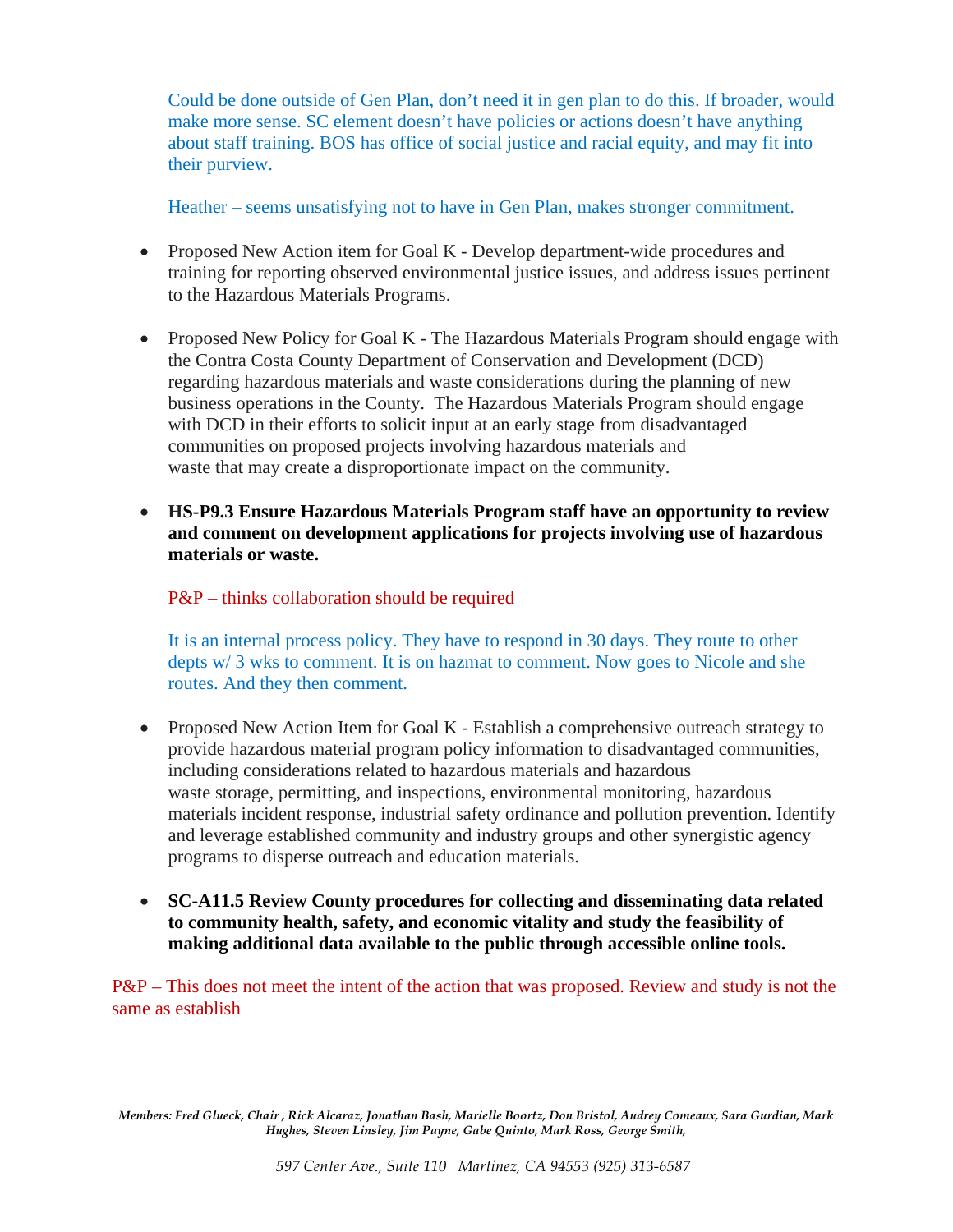Could be done outside of Gen Plan, don't need it in gen plan to do this. If broader, would make more sense. SC element doesn't have policies or actions doesn't have anything about staff training. BOS has office of social justice and racial equity, and may fit into their purview.

Heather – seems unsatisfying not to have in Gen Plan, makes stronger commitment.

- Proposed New Action item for Goal K - Develop department-wide procedures and training for reporting observed environmental justice issues, and address issues pertinent to the Hazardous Materials Programs.

- Proposed New Policy for Goal K - The Hazardous Materials Program should engage with the Contra Costa County Department of Conservation and Development (DCD) regarding hazardous materials and waste considerations during the planning of new business operations in the County. The Hazardous Materials Program should engage with DCD in their efforts to solicit input at an early stage from disadvantaged communities on proposed projects involving hazardous materials and waste that may create a disproportionate impact on the community.

- **HS-P9.3 Ensure Hazardous Materials Program staff have an opportunity to review and comment on development applications for projects involving use of hazardous materials or waste.**

  P&P – thinks collaboration should be required

  It is an internal process policy. They have to respond in 30 days. They route to other depts w/ 3 wks to comment. It is on hazmat to comment. Now goes to Nicole and she routes. And they then comment.

- Proposed New Action Item for Goal K - Establish a comprehensive outreach strategy to provide hazardous material program policy information to disadvantaged communities, including considerations related to hazardous materials and hazardous waste storage, permitting, and inspections, environmental monitoring, hazardous materials incident response, industrial safety ordinance and pollution prevention. Identify and leverage established community and industry groups and other synergistic agency programs to disperse outreach and education materials.

- **SC-A11.5 Review County procedures for collecting and disseminating data related to community health, safety, and economic vitality and study the feasibility of making additional data available to the public through accessible online tools.**

P&P – This does not meet the intent of the action that was proposed. Review and study is not the same as establish

*Members: Fred Glueck, Chair , Rick Alcaraz, Jonathan Bash, Marielle Boortz, Don Bristol, Audrey Comeaux, Sara Gurdian, Mark Hughes, Steven Linsley, Jim Payne, Gabe Quinto, Mark Ross, George Smith,*

*597 Center Ave., Suite 110 Martinez, CA 94553 (925) 313-6587*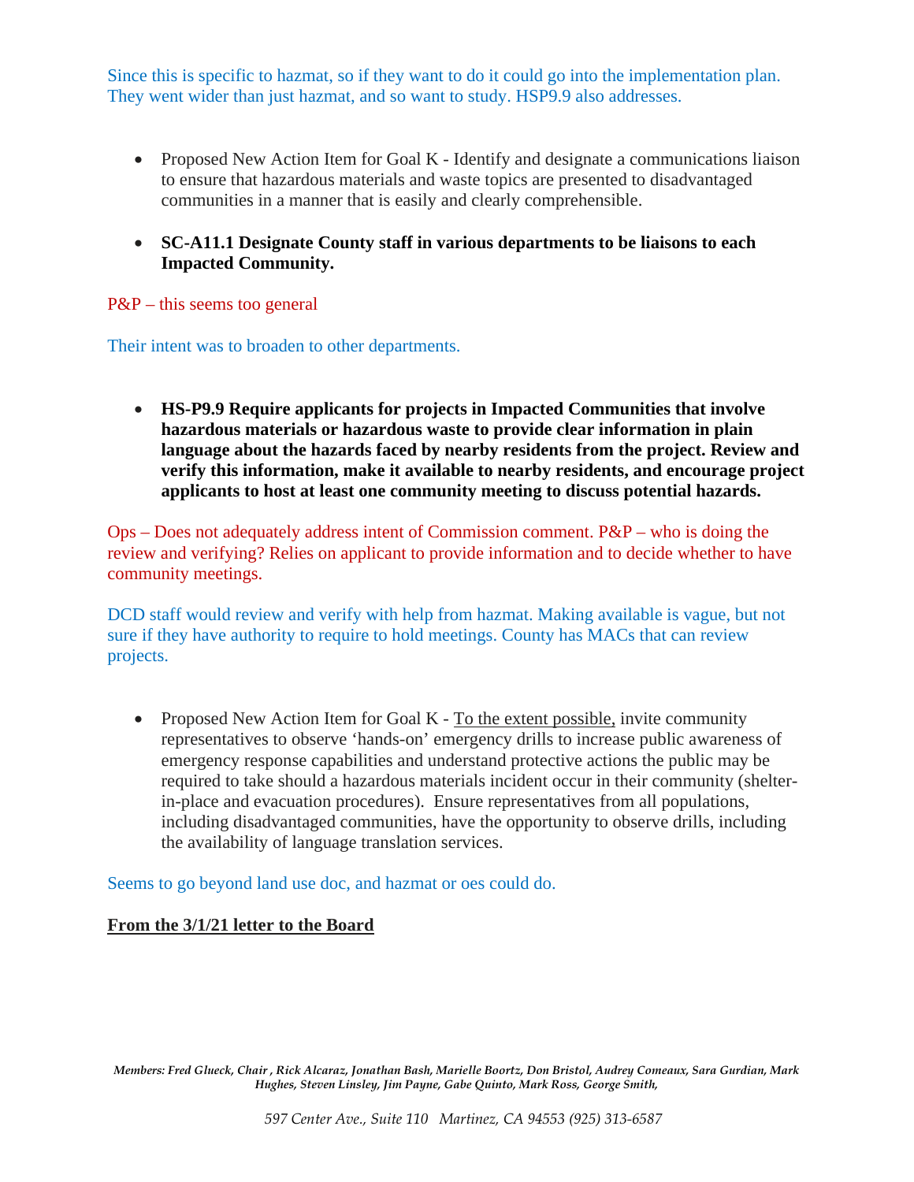Since this is specific to hazmat, so if they want to do it could go into the implementation plan. They went wider than just hazmat, and so want to study. HSP9.9 also addresses.

- Proposed New Action Item for Goal K - Identify and designate a communications liaison to ensure that hazardous materials and waste topics are presented to disadvantaged communities in a manner that is easily and clearly comprehensible.

- **SC-A11.1 Designate County staff in various departments to be liaisons to each Impacted Community.**

P&P – this seems too general

Their intent was to broaden to other departments.

- **HS-P9.9 Require applicants for projects in Impacted Communities that involve hazardous materials or hazardous waste to provide clear information in plain language about the hazards faced by nearby residents from the project. Review and verify this information, make it available to nearby residents, and encourage project applicants to host at least one community meeting to discuss potential hazards.**

Ops – Does not adequately address intent of Commission comment. P&P – who is doing the review and verifying? Relies on applicant to provide information and to decide whether to have community meetings.

DCD staff would review and verify with help from hazmat. Making available is vague, but not sure if they have authority to require to hold meetings. County has MACs that can review projects.

- Proposed New Action Item for Goal K - To the extent possible, invite community representatives to observe 'hands-on' emergency drills to increase public awareness of emergency response capabilities and understand protective actions the public may be required to take should a hazardous materials incident occur in their community (shelter-in-place and evacuation procedures). Ensure representatives from all populations, including disadvantaged communities, have the opportunity to observe drills, including the availability of language translation services.

Seems to go beyond land use doc, and hazmat or oes could do.

**From the 3/1/21 letter to the Board**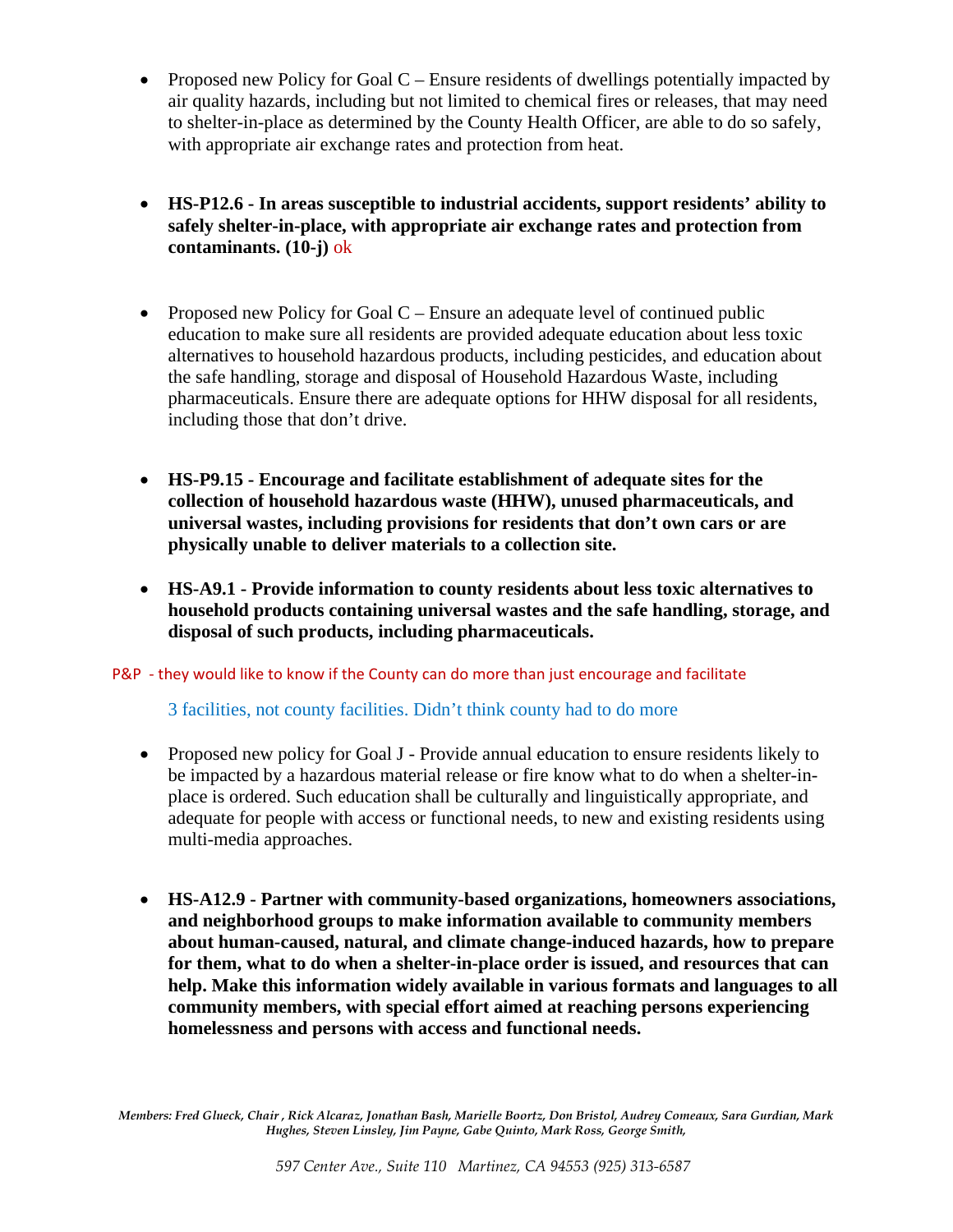- Proposed new Policy for Goal C – Ensure residents of dwellings potentially impacted by air quality hazards, including but not limited to chemical fires or releases, that may need to shelter-in-place as determined by the County Health Officer, are able to do so safely, with appropriate air exchange rates and protection from heat.

- **HS-P12.6 - In areas susceptible to industrial accidents, support residents' ability to safely shelter-in-place, with appropriate air exchange rates and protection from contaminants. (10-j)** ok

- Proposed new Policy for Goal C – Ensure an adequate level of continued public education to make sure all residents are provided adequate education about less toxic alternatives to household hazardous products, including pesticides, and education about the safe handling, storage and disposal of Household Hazardous Waste, including pharmaceuticals. Ensure there are adequate options for HHW disposal for all residents, including those that don't drive.

- **HS-P9.15 - Encourage and facilitate establishment of adequate sites for the collection of household hazardous waste (HHW), unused pharmaceuticals, and universal wastes, including provisions for residents that don't own cars or are physically unable to deliver materials to a collection site.**

- **HS-A9.1 - Provide information to county residents about less toxic alternatives to household products containing universal wastes and the safe handling, storage, and disposal of such products, including pharmaceuticals.**

P&P - they would like to know if the County can do more than just encourage and facilitate

3 facilities, not county facilities. Didn't think county had to do more

- Proposed new policy for Goal J - Provide annual education to ensure residents likely to be impacted by a hazardous material release or fire know what to do when a shelter-in-place is ordered. Such education shall be culturally and linguistically appropriate, and adequate for people with access or functional needs, to new and existing residents using multi-media approaches.

- **HS-A12.9 - Partner with community-based organizations, homeowners associations, and neighborhood groups to make information available to community members about human-caused, natural, and climate change-induced hazards, how to prepare for them, what to do when a shelter-in-place order is issued, and resources that can help. Make this information widely available in various formats and languages to all community members, with special effort aimed at reaching persons experiencing homelessness and persons with access and functional needs.**

*Members: Fred Glueck, Chair , Rick Alcaraz, Jonathan Bash, Marielle Boortz, Don Bristol, Audrey Comeaux, Sara Gurdian, Mark Hughes, Steven Linsley, Jim Payne, Gabe Quinto, Mark Ross, George Smith,*

*597 Center Ave., Suite 110 Martinez, CA 94553 (925) 313-6587*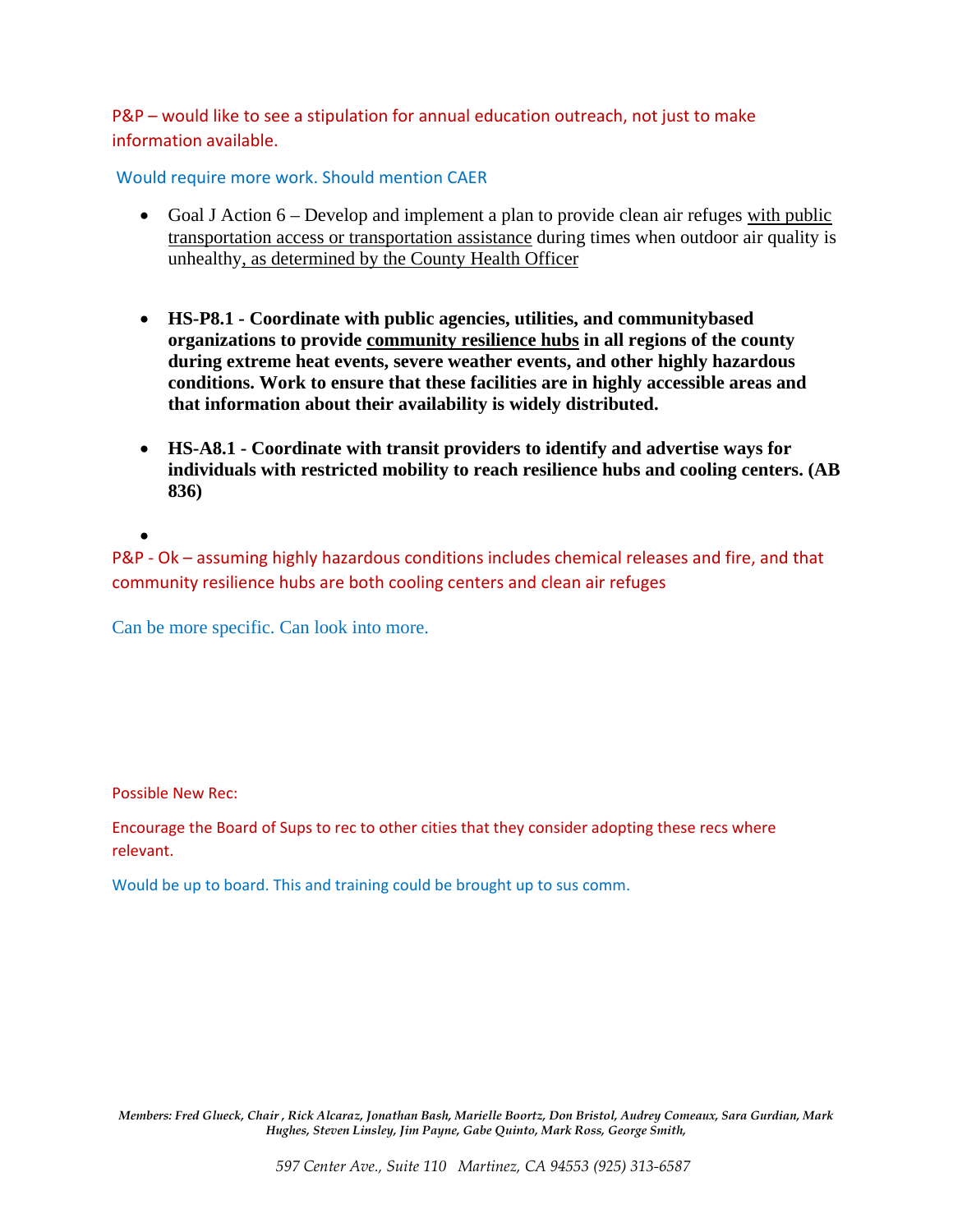P&P – would like to see a stipulation for annual education outreach, not just to make information available.

Would require more work. Should mention CAER

- Goal J Action 6 – Develop and implement a plan to provide clean air refuges with public transportation access or transportation assistance during times when outdoor air quality is unhealthy, as determined by the County Health Officer

- **HS-P8.1 - Coordinate with public agencies, utilities, and communitybased organizations to provide community resilience hubs in all regions of the county during extreme heat events, severe weather events, and other highly hazardous conditions. Work to ensure that these facilities are in highly accessible areas and that information about their availability is widely distributed.**

- **HS-A8.1 - Coordinate with transit providers to identify and advertise ways for individuals with restricted mobility to reach resilience hubs and cooling centers. (AB 836)**

P&P - Ok – assuming highly hazardous conditions includes chemical releases and fire, and that community resilience hubs are both cooling centers and clean air refuges

Can be more specific. Can look into more.

Possible New Rec:

Encourage the Board of Sups to rec to other cities that they consider adopting these recs where relevant.

Would be up to board. This and training could be brought up to sus comm.

*Members: Fred Glueck, Chair , Rick Alcaraz, Jonathan Bash, Marielle Boortz, Don Bristol, Audrey Comeaux, Sara Gurdian, Mark Hughes, Steven Linsley, Jim Payne, Gabe Quinto, Mark Ross, George Smith,*

*597 Center Ave., Suite 110 Martinez, CA 94553 (925) 313-6587*